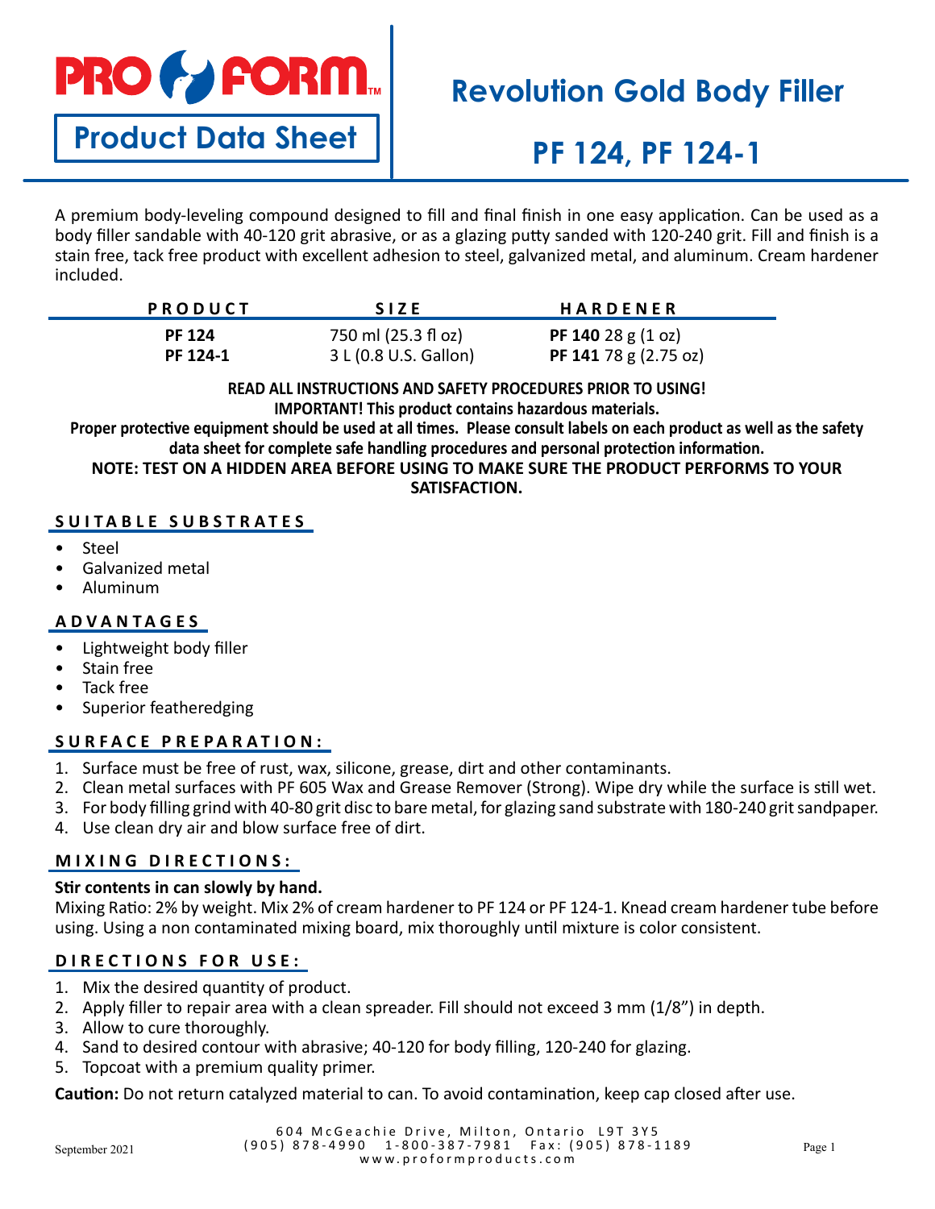# PRO FORM

**Product Data Sheet**

# Revolution Gold Body Filler

# PF 124, PF 124-1

A premium body-leveling compound designed to fill and final finish in one easy application. Can be used as a body filler sandable with 40-120 grit abrasive, or as a glazing putty sanded with 120-240 grit. Fill and finish is a stain free, tack free product with excellent adhesion to steel, galvanized metal, and aluminum. Cream hardener included.

| PRODUCT | SIZE | HARDENER |
|---|---|---|
| **PF 124** | 750 ml (25.3 fl oz) | **PF 140** 28 g (1 oz) |
| **PF 124-1** | 3 L (0.8 U.S. Gallon) | **PF 141** 78 g (2.75 oz) |

**READ ALL INSTRUCTIONS AND SAFETY PROCEDURES PRIOR TO USING!**
**IMPORTANT! This product contains hazardous materials.**
**Proper protective equipment should be used at all times. Please consult labels on each product as well as the safety data sheet for complete safe handling procedures and personal protection information.**
**NOTE: TEST ON A HIDDEN AREA BEFORE USING TO MAKE SURE THE PRODUCT PERFORMS TO YOUR SATISFACTION.**

## SUITABLE SUBSTRATES

- Steel
- Galvanized metal
- Aluminum

## ADVANTAGES

- Lightweight body filler
- Stain free
- Tack free
- Superior featheredging

## SURFACE PREPARATION:

1. Surface must be free of rust, wax, silicone, grease, dirt and other contaminants.
2. Clean metal surfaces with PF 605 Wax and Grease Remover (Strong). Wipe dry while the surface is still wet.
3. For body filling grind with 40-80 grit disc to bare metal, for glazing sand substrate with 180-240 grit sandpaper.
4. Use clean dry air and blow surface free of dirt.

## MIXING DIRECTIONS:

**Stir contents in can slowly by hand.**

Mixing Ratio: 2% by weight. Mix 2% of cream hardener to PF 124 or PF 124-1. Knead cream hardener tube before using. Using a non contaminated mixing board, mix thoroughly until mixture is color consistent.

## DIRECTIONS FOR USE:

1. Mix the desired quantity of product.
2. Apply filler to repair area with a clean spreader. Fill should not exceed 3 mm (1/8") in depth.
3. Allow to cure thoroughly.
4. Sand to desired contour with abrasive; 40-120 for body filling, 120-240 for glazing.
5. Topcoat with a premium quality primer.

**Caution:** Do not return catalyzed material to can. To avoid contamination, keep cap closed after use.

September 2021

604 McGeachie Drive, Milton, Ontario L9T 3Y5
(905) 878-4990 1-800-387-7981 Fax: (905) 878-1189
www.proformproducts.com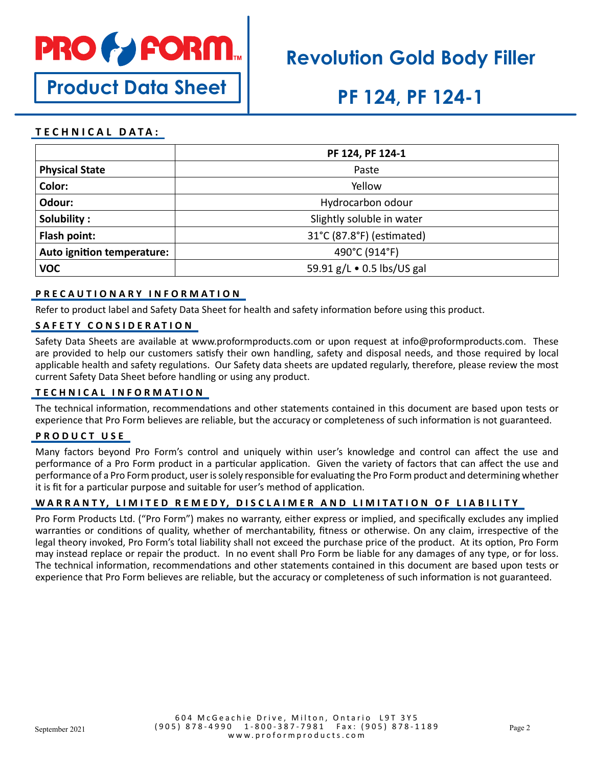# PRO FORM

**Product Data Sheet**

# Revolution Gold Body Filler

# PF 124, PF 124-1

## TECHNICAL DATA:

| | PF 124, PF 124-1 |
|---|---|
| **Physical State** | Paste |
| **Color:** | Yellow |
| **Odour:** | Hydrocarbon odour |
| **Solubility :** | Slightly soluble in water |
| **Flash point:** | 31°C (87.8°F) (estimated) |
| **Auto ignition temperature:** | 490°C (914°F) |
| **VOC** | 59.91 g/L • 0.5 lbs/US gal |

## PRECAUTIONARY INFORMATION

Refer to product label and Safety Data Sheet for health and safety information before using this product.

## SAFETY CONSIDERATION

Safety Data Sheets are available at www.proformproducts.com or upon request at info@proformproducts.com. These are provided to help our customers satisfy their own handling, safety and disposal needs, and those required by local applicable health and safety regulations. Our Safety data sheets are updated regularly, therefore, please review the most current Safety Data Sheet before handling or using any product.

## TECHNICAL INFORMATION

The technical information, recommendations and other statements contained in this document are based upon tests or experience that Pro Form believes are reliable, but the accuracy or completeness of such information is not guaranteed.

## PRODUCT USE

Many factors beyond Pro Form's control and uniquely within user's knowledge and control can affect the use and performance of a Pro Form product in a particular application. Given the variety of factors that can affect the use and performance of a Pro Form product, user is solely responsible for evaluating the Pro Form product and determining whether it is fit for a particular purpose and suitable for user's method of application.

## WARRANTY, LIMITED REMEDY, DISCLAIMER AND LIMITATION OF LIABILITY

Pro Form Products Ltd. ("Pro Form") makes no warranty, either express or implied, and specifically excludes any implied warranties or conditions of quality, whether of merchantability, fitness or otherwise. On any claim, irrespective of the legal theory invoked, Pro Form's total liability shall not exceed the purchase price of the product. At its option, Pro Form may instead replace or repair the product. In no event shall Pro Form be liable for any damages of any type, or for loss. The technical information, recommendations and other statements contained in this document are based upon tests or experience that Pro Form believes are reliable, but the accuracy or completeness of such information is not guaranteed.

September 2021

604 McGeachie Drive, Milton, Ontario L9T 3Y5
(905) 878-4990 1-800-387-7981 Fax: (905) 878-1189
www.proformproducts.com